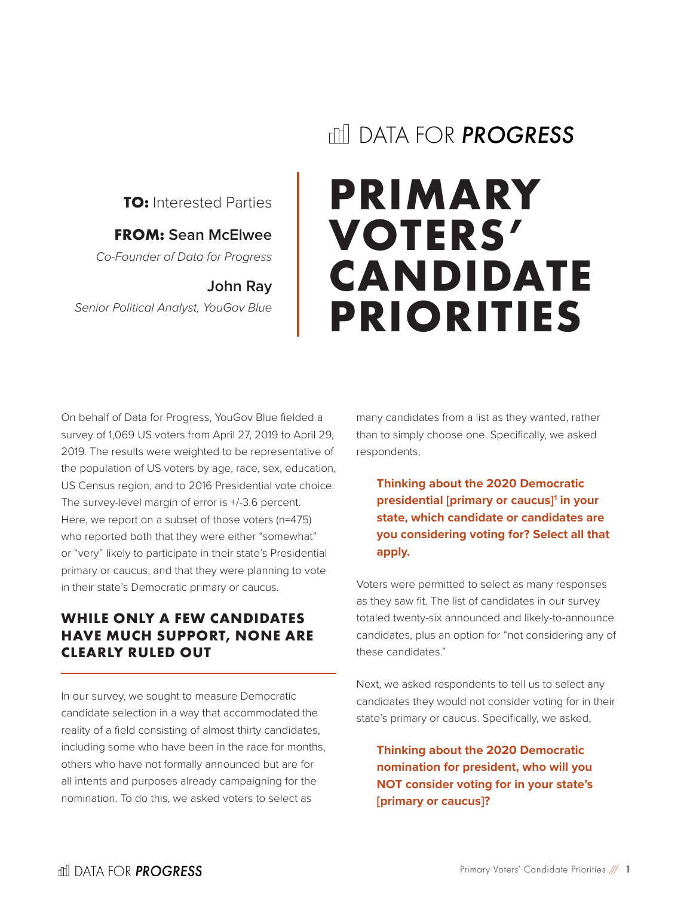DATA FOR *PROGRESS*

**TO:** Interested Parties

**FROM:** Sean McElwee
*Co-Founder of Data for Progress*

**John Ray**
*Senior Political Analyst, YouGov Blue*

# PRIMARY VOTERS' CANDIDATE PRIORITIES

On behalf of Data for Progress, YouGov Blue fielded a survey of 1,069 US voters from April 27, 2019 to April 29, 2019. The results were weighted to be representative of the population of US voters by age, race, sex, education, US Census region, and to 2016 Presidential vote choice. The survey-level margin of error is +/-3.6 percent. Here, we report on a subset of those voters (n=475) who reported both that they were either "somewhat" or "very" likely to participate in their state's Presidential primary or caucus, and that they were planning to vote in their state's Democratic primary or caucus.

## WHILE ONLY A FEW CANDIDATES HAVE MUCH SUPPORT, NONE ARE CLEARLY RULED OUT

In our survey, we sought to measure Democratic candidate selection in a way that accommodated the reality of a field consisting of almost thirty candidates, including some who have been in the race for months, others who have not formally announced but are for all intents and purposes already campaigning for the nomination. To do this, we asked voters to select as many candidates from a list as they wanted, rather than to simply choose one. Specifically, we asked respondents,

> **Thinking about the 2020 Democratic presidential [primary or caucus][1] in your state, which candidate or candidates are you considering voting for? Select all that apply.**

Voters were permitted to select as many responses as they saw fit. The list of candidates in our survey totaled twenty-six announced and likely-to-announce candidates, plus an option for "not considering any of these candidates."

Next, we asked respondents to tell us to select any candidates they would not consider voting for in their state's primary or caucus. Specifically, we asked,

> **Thinking about the 2020 Democratic nomination for president, who will you NOT consider voting for in your state's [primary or caucus]?**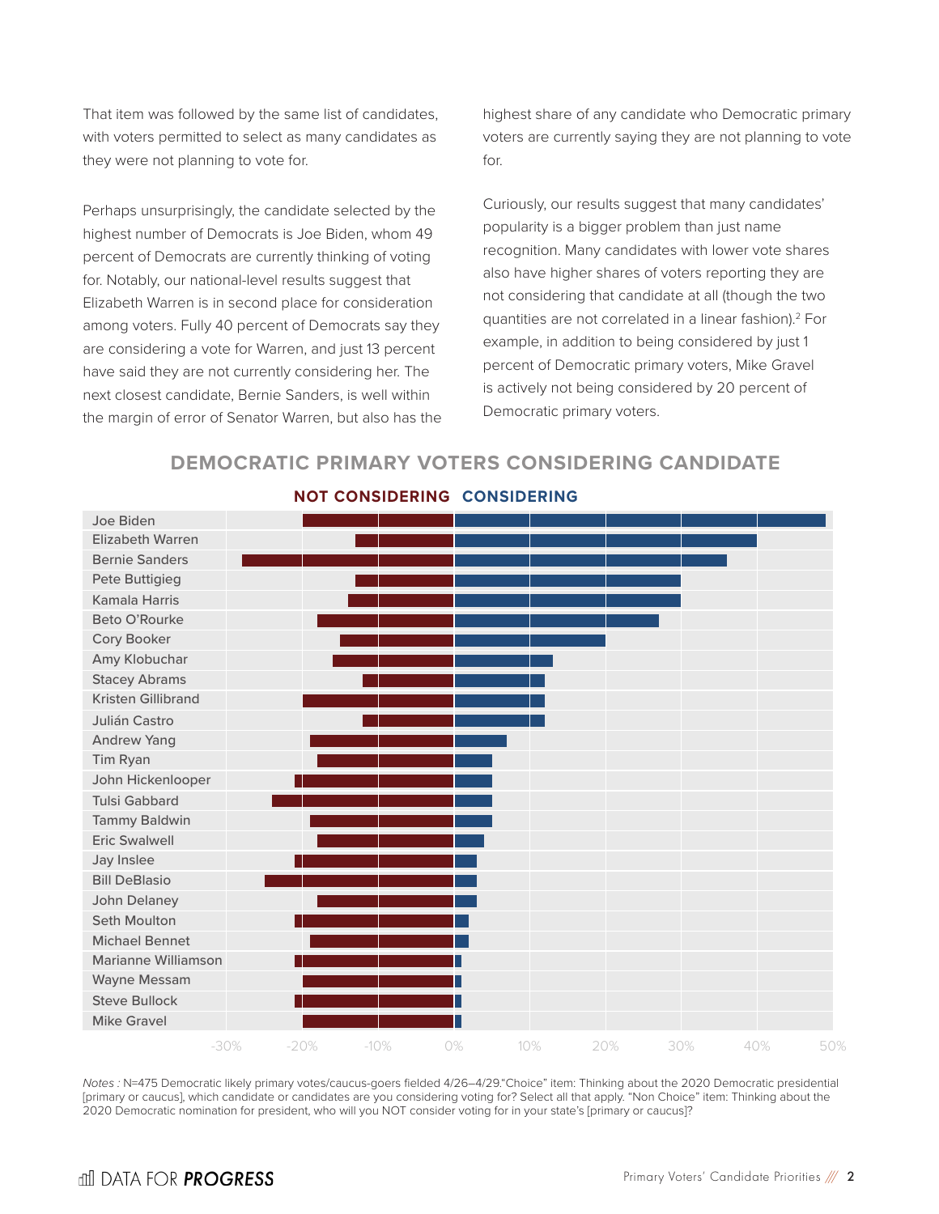That item was followed by the same list of candidates, with voters permitted to select as many candidates as they were not planning to vote for.

Perhaps unsurprisingly, the candidate selected by the highest number of Democrats is Joe Biden, whom 49 percent of Democrats are currently thinking of voting for. Notably, our national-level results suggest that Elizabeth Warren is in second place for consideration among voters. Fully 40 percent of Democrats say they are considering a vote for Warren, and just 13 percent have said they are not currently considering her. The next closest candidate, Bernie Sanders, is well within the margin of error of Senator Warren, but also has the highest share of any candidate who Democratic primary voters are currently saying they are not planning to vote for.

Curiously, our results suggest that many candidates' popularity is a bigger problem than just name recognition. Many candidates with lower vote shares also have higher shares of voters reporting they are not considering that candidate at all (though the two quantities are not correlated in a linear fashion).[2] For example, in addition to being considered by just 1 percent of Democratic primary voters, Mike Gravel is actively not being considered by 20 percent of Democratic primary voters.

## DEMOCRATIC PRIMARY VOTERS CONSIDERING CANDIDATE

**NOT CONSIDERING** **CONSIDERING**

- Joe Biden
- Elizabeth Warren
- Bernie Sanders
- Pete Buttigieg
- Kamala Harris
- Beto O'Rourke
- Cory Booker
- Amy Klobuchar
- Stacey Abrams
- Kristen Gillibrand
- Julián Castro
- Andrew Yang
- Tim Ryan
- John Hickenlooper
- Tulsi Gabbard
- Tammy Baldwin
- Eric Swalwell
- Jay Inslee
- Bill DeBlasio
- John Delaney
- Seth Moulton
- Michael Bennet
- Marianne Williamson
- Wayne Messam
- Steve Bullock
- Mike Gravel

-30% -20% -10% 0% 10% 20% 30% 40% 50%

*Notes :* N=475 Democratic likely primary votes/caucus-goers fielded 4/26–4/29."Choice" item: Thinking about the 2020 Democratic presidential [primary or caucus], which candidate or candidates are you considering voting for? Select all that apply. "Non Choice" item: Thinking about the 2020 Democratic nomination for president, who will you NOT consider voting for in your state's [primary or caucus]?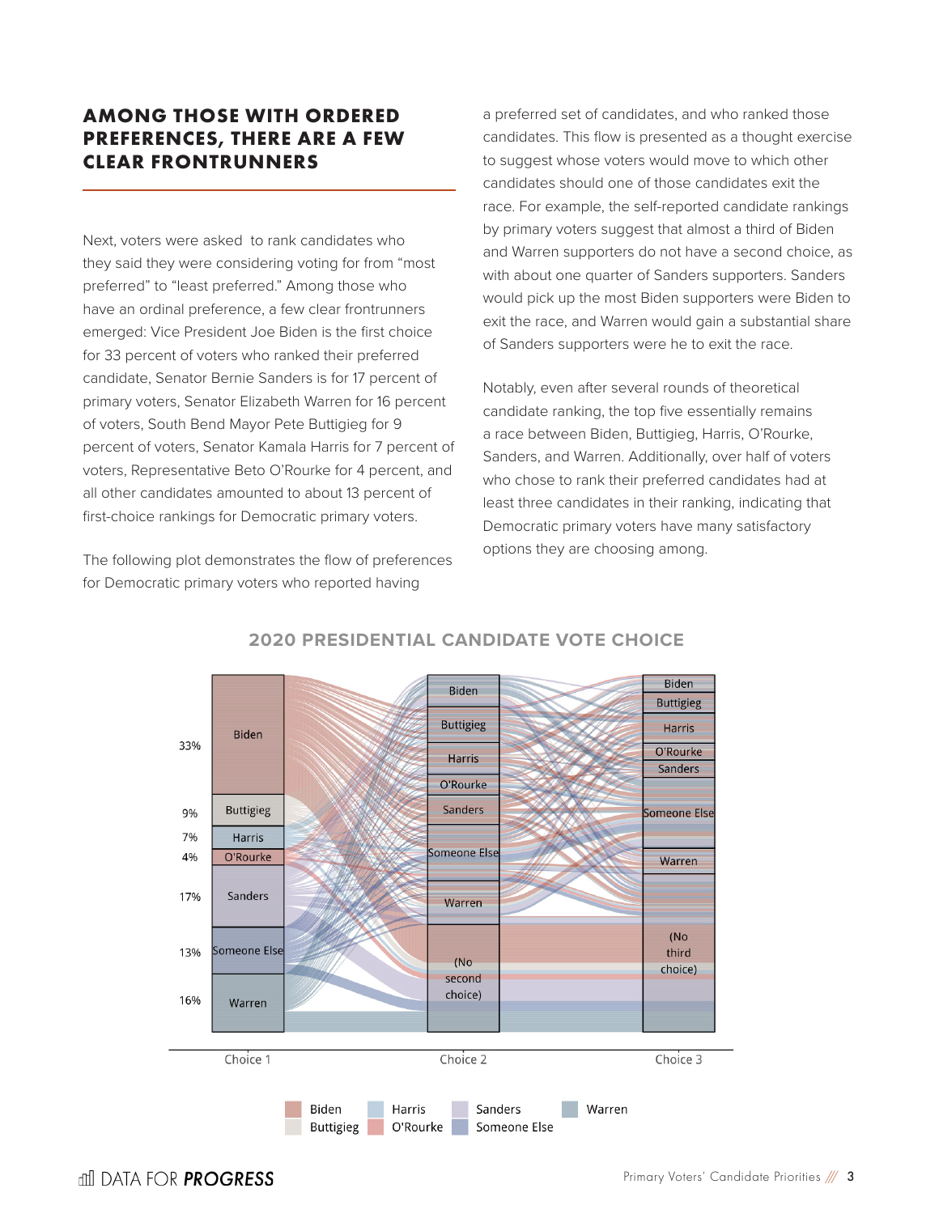## AMONG THOSE WITH ORDERED PREFERENCES, THERE ARE A FEW CLEAR FRONTRUNNERS

Next, voters were asked to rank candidates who they said they were considering voting for from "most preferred" to "least preferred." Among those who have an ordinal preference, a few clear frontrunners emerged: Vice President Joe Biden is the first choice for 33 percent of voters who ranked their preferred candidate, Senator Bernie Sanders is for 17 percent of primary voters, Senator Elizabeth Warren for 16 percent of voters, South Bend Mayor Pete Buttigieg for 9 percent of voters, Senator Kamala Harris for 7 percent of voters, Representative Beto O'Rourke for 4 percent, and all other candidates amounted to about 13 percent of first-choice rankings for Democratic primary voters.

The following plot demonstrates the flow of preferences for Democratic primary voters who reported having a preferred set of candidates, and who ranked those candidates. This flow is presented as a thought exercise to suggest whose voters would move to which other candidates should one of those candidates exit the race. For example, the self-reported candidate rankings by primary voters suggest that almost a third of Biden and Warren supporters do not have a second choice, as with about one quarter of Sanders supporters. Sanders would pick up the most Biden supporters were Biden to exit the race, and Warren would gain a substantial share of Sanders supporters were he to exit the race.

Notably, even after several rounds of theoretical candidate ranking, the top five essentially remains a race between Biden, Buttigieg, Harris, O'Rourke, Sanders, and Warren. Additionally, over half of voters who chose to rank their preferred candidates had at least three candidates in their ranking, indicating that Democratic primary voters have many satisfactory options they are choosing among.

**2020 PRESIDENTIAL CANDIDATE VOTE CHOICE**

| Choice 1 | Share |
|---|---|
| Biden | 33% |
| Buttigieg | 9% |
| Harris | 7% |
| O'Rourke | 4% |
| Sanders | 17% |
| Someone Else | 13% |
| Warren | 16% |

Choice 2: Biden, Buttigieg, Harris, O'Rourke, Sanders, Someone Else, Warren, (No second choice)

Choice 3: Biden, Buttigieg, Harris, O'Rourke, Sanders, Someone Else, Warren, (No third choice)

Legend: Biden, Buttigieg, Harris, O'Rourke, Sanders, Someone Else, Warren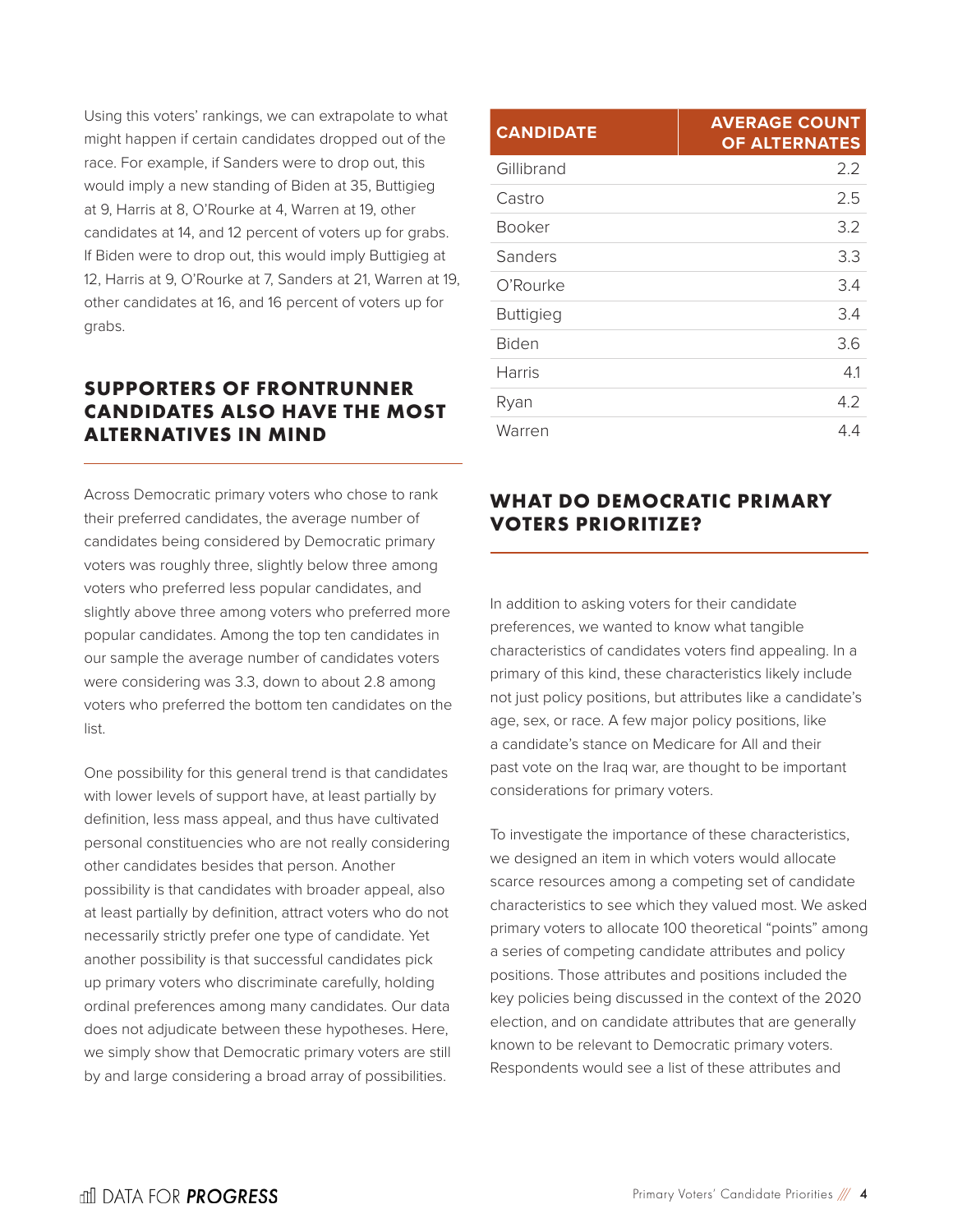Using this voters' rankings, we can extrapolate to what might happen if certain candidates dropped out of the race. For example, if Sanders were to drop out, this would imply a new standing of Biden at 35, Buttigieg at 9, Harris at 8, O'Rourke at 4, Warren at 19, other candidates at 14, and 12 percent of voters up for grabs. If Biden were to drop out, this would imply Buttigieg at 12, Harris at 9, O'Rourke at 7, Sanders at 21, Warren at 19, other candidates at 16, and 16 percent of voters up for grabs.

## SUPPORTERS OF FRONTRUNNER CANDIDATES ALSO HAVE THE MOST ALTERNATIVES IN MIND

Across Democratic primary voters who chose to rank their preferred candidates, the average number of candidates being considered by Democratic primary voters was roughly three, slightly below three among voters who preferred less popular candidates, and slightly above three among voters who preferred more popular candidates. Among the top ten candidates in our sample the average number of candidates voters were considering was 3.3, down to about 2.8 among voters who preferred the bottom ten candidates on the list.

One possibility for this general trend is that candidates with lower levels of support have, at least partially by definition, less mass appeal, and thus have cultivated personal constituencies who are not really considering other candidates besides that person. Another possibility is that candidates with broader appeal, also at least partially by definition, attract voters who do not necessarily strictly prefer one type of candidate. Yet another possibility is that successful candidates pick up primary voters who discriminate carefully, holding ordinal preferences among many candidates. Our data does not adjudicate between these hypotheses. Here, we simply show that Democratic primary voters are still by and large considering a broad array of possibilities.

| CANDIDATE | AVERAGE COUNT OF ALTERNATES |
|---|---|
| Gillibrand | 2.2 |
| Castro | 2.5 |
| Booker | 3.2 |
| Sanders | 3.3 |
| O'Rourke | 3.4 |
| Buttigieg | 3.4 |
| Biden | 3.6 |
| Harris | 4.1 |
| Ryan | 4.2 |
| Warren | 4.4 |

## WHAT DO DEMOCRATIC PRIMARY VOTERS PRIORITIZE?

In addition to asking voters for their candidate preferences, we wanted to know what tangible characteristics of candidates voters find appealing. In a primary of this kind, these characteristics likely include not just policy positions, but attributes like a candidate's age, sex, or race. A few major policy positions, like a candidate's stance on Medicare for All and their past vote on the Iraq war, are thought to be important considerations for primary voters.

To investigate the importance of these characteristics, we designed an item in which voters would allocate scarce resources among a competing set of candidate characteristics to see which they valued most. We asked primary voters to allocate 100 theoretical "points" among a series of competing candidate attributes and policy positions. Those attributes and positions included the key policies being discussed in the context of the 2020 election, and on candidate attributes that are generally known to be relevant to Democratic primary voters. Respondents would see a list of these attributes and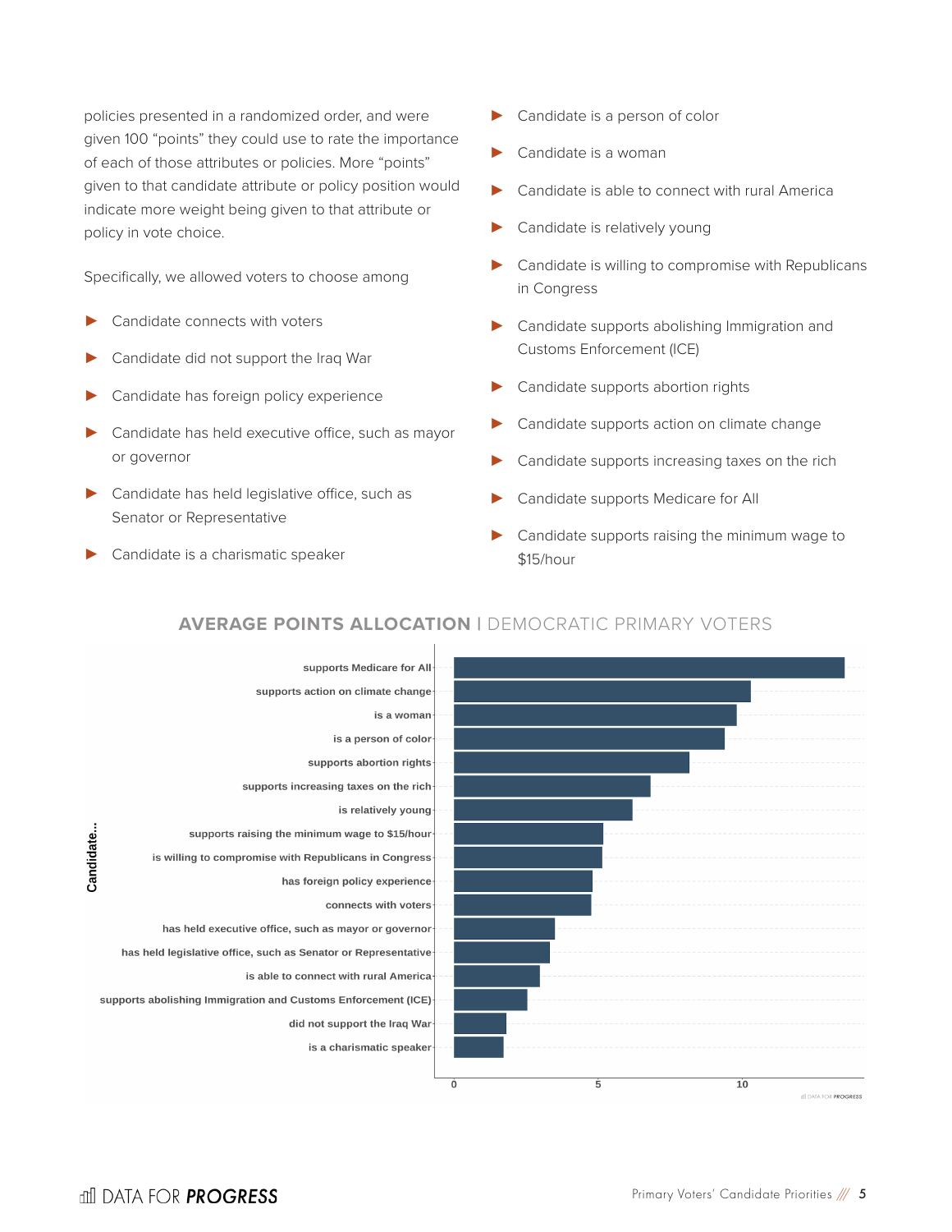policies presented in a randomized order, and were given 100 "points" they could use to rate the importance of each of those attributes or policies. More "points" given to that candidate attribute or policy position would indicate more weight being given to that attribute or policy in vote choice.

Specifically, we allowed voters to choose among

- Candidate connects with voters
- Candidate did not support the Iraq War
- Candidate has foreign policy experience
- Candidate has held executive office, such as mayor or governor
- Candidate has held legislative office, such as Senator or Representative
- Candidate is a charismatic speaker
- Candidate is a person of color
- Candidate is a woman
- Candidate is able to connect with rural America
- Candidate is relatively young
- Candidate is willing to compromise with Republicans in Congress
- Candidate supports abolishing Immigration and Customs Enforcement (ICE)
- Candidate supports abortion rights
- Candidate supports action on climate change
- Candidate supports increasing taxes on the rich
- Candidate supports Medicare for All
- Candidate supports raising the minimum wage to $15/hour

**AVERAGE POINTS ALLOCATION** | DEMOCRATIC PRIMARY VOTERS

| Candidate... | Average points (approx.) |
|---|---|
| supports Medicare for All | 13.6 |
| supports action on climate change | 10.3 |
| is a woman | 9.8 |
| is a person of color | 9.4 |
| supports abortion rights | 8.2 |
| supports increasing taxes on the rich | 6.8 |
| is relatively young | 6.2 |
| supports raising the minimum wage to $15/hour | 5.2 |
| is willing to compromise with Republicans in Congress | 5.1 |
| has foreign policy experience | 4.8 |
| connects with voters | 4.8 |
| has held executive office, such as mayor or governor | 3.5 |
| has held legislative office, such as Senator or Representative | 3.3 |
| is able to connect with rural America | 3.0 |
| supports abolishing Immigration and Customs Enforcement (ICE) | 2.6 |
| did not support the Iraq War | 1.8 |
| is a charismatic speaker | 1.7 |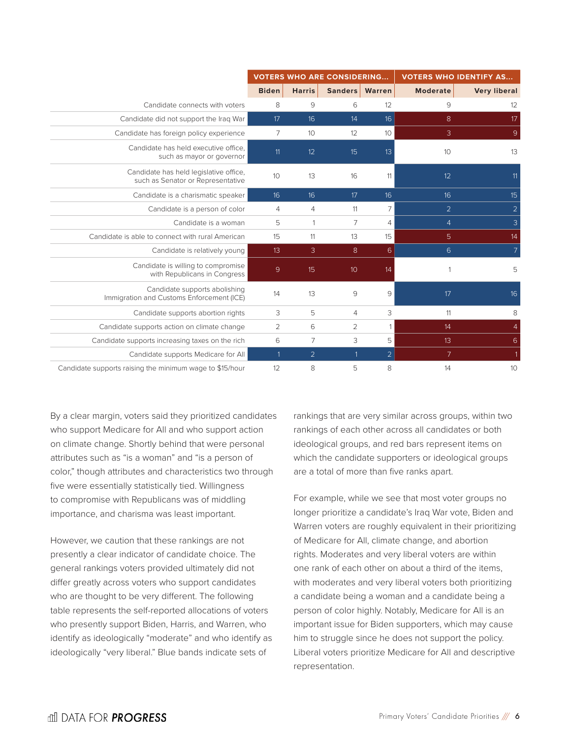| | VOTERS WHO ARE CONSIDERING... | | | | VOTERS WHO IDENTIFY AS... | |
|---|---|---|---|---|---|---|
| | Biden | Harris | Sanders | Warren | Moderate | Very liberal |
| Candidate connects with voters | 8 | 9 | 6 | 12 | 9 | 12 |
| Candidate did not support the Iraq War | 17 | 16 | 14 | 16 | 8 | 17 |
| Candidate has foreign policy experience | 7 | 10 | 12 | 10 | 3 | 9 |
| Candidate has held executive office, such as mayor or governor | 11 | 12 | 15 | 13 | 10 | 13 |
| Candidate has held legislative office, such as Senator or Representative | 10 | 13 | 16 | 11 | 12 | 11 |
| Candidate is a charismatic speaker | 16 | 16 | 17 | 16 | 16 | 15 |
| Candidate is a person of color | 4 | 4 | 11 | 7 | 2 | 2 |
| Candidate is a woman | 5 | 1 | 7 | 4 | 4 | 3 |
| Candidate is able to connect with rural American | 15 | 11 | 13 | 15 | 5 | 14 |
| Candidate is relatively young | 13 | 3 | 8 | 6 | 6 | 7 |
| Candidate is willing to compromise with Republicans in Congress | 9 | 15 | 10 | 14 | 1 | 5 |
| Candidate supports abolishing Immigration and Customs Enforcement (ICE) | 14 | 13 | 9 | 9 | 17 | 16 |
| Candidate supports abortion rights | 3 | 5 | 4 | 3 | 11 | 8 |
| Candidate supports action on climate change | 2 | 6 | 2 | 1 | 14 | 4 |
| Candidate supports increasing taxes on the rich | 6 | 7 | 3 | 5 | 13 | 6 |
| Candidate supports Medicare for All | 1 | 2 | 1 | 2 | 7 | 1 |
| Candidate supports raising the minimum wage to $15/hour | 12 | 8 | 5 | 8 | 14 | 10 |

By a clear margin, voters said they prioritized candidates who support Medicare for All and who support action on climate change. Shortly behind that were personal attributes such as "is a woman" and "is a person of color," though attributes and characteristics two through five were essentially statistically tied. Willingness to compromise with Republicans was of middling importance, and charisma was least important.

However, we caution that these rankings are not presently a clear indicator of candidate choice. The general rankings voters provided ultimately did not differ greatly across voters who support candidates who are thought to be very different. The following table represents the self-reported allocations of voters who presently support Biden, Harris, and Warren, who identify as ideologically "moderate" and who identify as ideologically "very liberal." Blue bands indicate sets of rankings that are very similar across groups, within two rankings of each other across all candidates or both ideological groups, and red bars represent items on which the candidate supporters or ideological groups are a total of more than five ranks apart.

For example, while we see that most voter groups no longer prioritize a candidate's Iraq War vote, Biden and Warren voters are roughly equivalent in their prioritizing of Medicare for All, climate change, and abortion rights. Moderates and very liberal voters are within one rank of each other on about a third of the items, with moderates and very liberal voters both prioritizing a candidate being a woman and a candidate being a person of color highly. Notably, Medicare for All is an important issue for Biden supporters, which may cause him to struggle since he does not support the policy. Liberal voters prioritize Medicare for All and descriptive representation.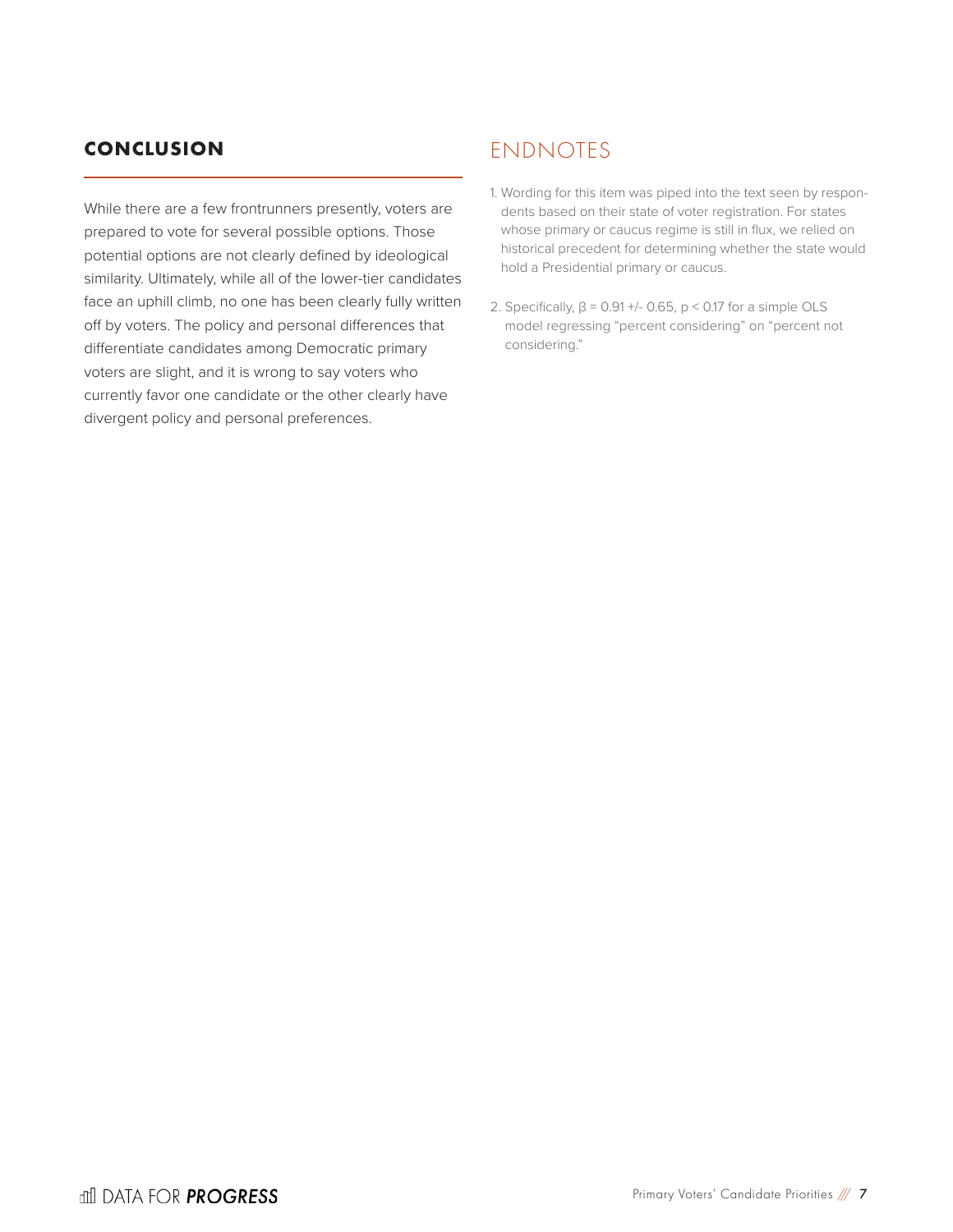## CONCLUSION

While there are a few frontrunners presently, voters are prepared to vote for several possible options. Those potential options are not clearly defined by ideological similarity. Ultimately, while all of the lower-tier candidates face an uphill climb, no one has been clearly fully written off by voters. The policy and personal differences that differentiate candidates among Democratic primary voters are slight, and it is wrong to say voters who currently favor one candidate or the other clearly have divergent policy and personal preferences.

## ENDNOTES

1. Wording for this item was piped into the text seen by respondents based on their state of voter registration. For states whose primary or caucus regime is still in flux, we relied on historical precedent for determining whether the state would hold a Presidential primary or caucus.

2. Specifically, $\beta = 0.91 \pm 0.65$, $p < 0.17$ for a simple OLS model regressing "percent considering" on "percent not considering."